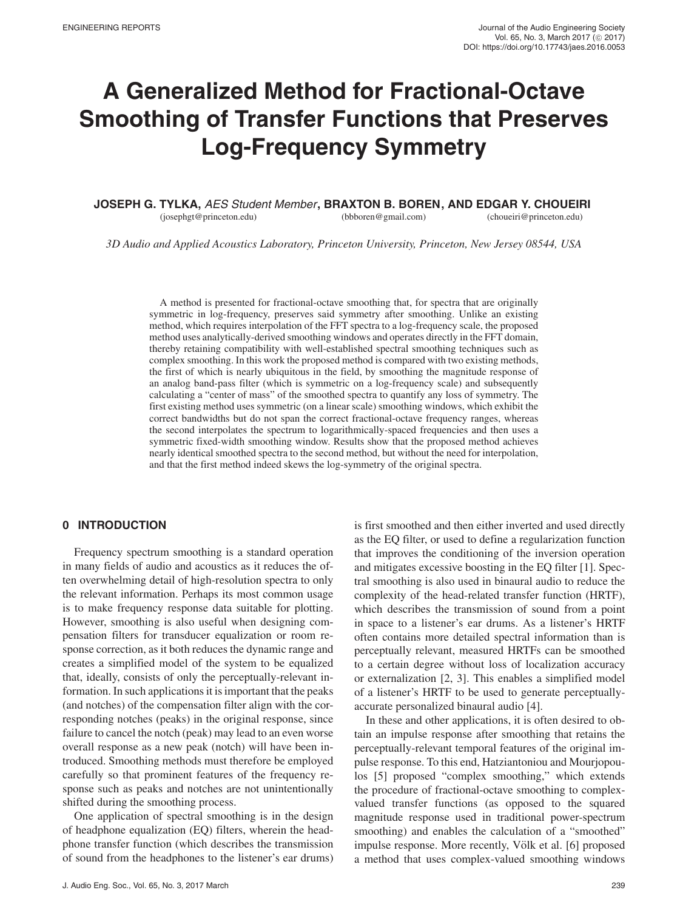ENGINEERING REPORTS

# A Generalized Method for Fractional-Octave Smoothing of Transfer Functions that Preserves Log-Frequency Symmetry

**JOSEPH G. TYLKA**, *AES Student Member*, **BRAXTON B. BOREN**, **AND EDGAR Y. CHOUEIRI**
(josephgt@princeton.edu) (bbboren@gmail.com) (choueiri@princeton.edu)

*3D Audio and Applied Acoustics Laboratory, Princeton University, Princeton, New Jersey 08544, USA*

A method is presented for fractional-octave smoothing that, for spectra that are originally symmetric in log-frequency, preserves said symmetry after smoothing. Unlike an existing method, which requires interpolation of the FFT spectra to a log-frequency scale, the proposed method uses analytically-derived smoothing windows and operates directly in the FFT domain, thereby retaining compatibility with well-established spectral smoothing techniques such as complex smoothing. In this work the proposed method is compared with two existing methods, the first of which is nearly ubiquitous in the field, by smoothing the magnitude response of an analog band-pass filter (which is symmetric on a log-frequency scale) and subsequently calculating a "center of mass" of the smoothed spectra to quantify any loss of symmetry. The first existing method uses symmetric (on a linear scale) smoothing windows, which exhibit the correct bandwidths but do not span the correct fractional-octave frequency ranges, whereas the second interpolates the spectrum to logarithmically-spaced frequencies and then uses a symmetric fixed-width smoothing window. Results show that the proposed method achieves nearly identical smoothed spectra to the second method, but without the need for interpolation, and that the first method indeed skews the log-symmetry of the original spectra.

## 0 INTRODUCTION

Frequency spectrum smoothing is a standard operation in many fields of audio and acoustics as it reduces the often overwhelming detail of high-resolution spectra to only the relevant information. Perhaps its most common usage is to make frequency response data suitable for plotting. However, smoothing is also useful when designing compensation filters for transducer equalization or room response correction, as it both reduces the dynamic range and creates a simplified model of the system to be equalized that, ideally, consists of only the perceptually-relevant information. In such applications it is important that the peaks (and notches) of the compensation filter align with the corresponding notches (peaks) in the original response, since failure to cancel the notch (peak) may lead to an even worse overall response as a new peak (notch) will have been introduced. Smoothing methods must therefore be employed carefully so that prominent features of the frequency response such as peaks and notches are not unintentionally shifted during the smoothing process.

One application of spectral smoothing is in the design of headphone equalization (EQ) filters, wherein the headphone transfer function (which describes the transmission of sound from the headphones to the listener's ear drums) is first smoothed and then either inverted and used directly as the EQ filter, or used to define a regularization function that improves the conditioning of the inversion operation and mitigates excessive boosting in the EQ filter [1]. Spectral smoothing is also used in binaural audio to reduce the complexity of the head-related transfer function (HRTF), which describes the transmission of sound from a point in space to a listener's ear drums. As a listener's HRTF often contains more detailed spectral information than is perceptually relevant, measured HRTFs can be smoothed to a certain degree without loss of localization accuracy or externalization [2, 3]. This enables a simplified model of a listener's HRTF to be used to generate perceptually-accurate personalized binaural audio [4].

In these and other applications, it is often desired to obtain an impulse response after smoothing that retains the perceptually-relevant temporal features of the original impulse response. To this end, Hatziantoniou and Mourjopoulos [5] proposed "complex smoothing," which extends the procedure of fractional-octave smoothing to complex-valued transfer functions (as opposed to the squared magnitude response used in traditional power-spectrum smoothing) and enables the calculation of a "smoothed" impulse response. More recently, Völk et al. [6] proposed a method that uses complex-valued smoothing windows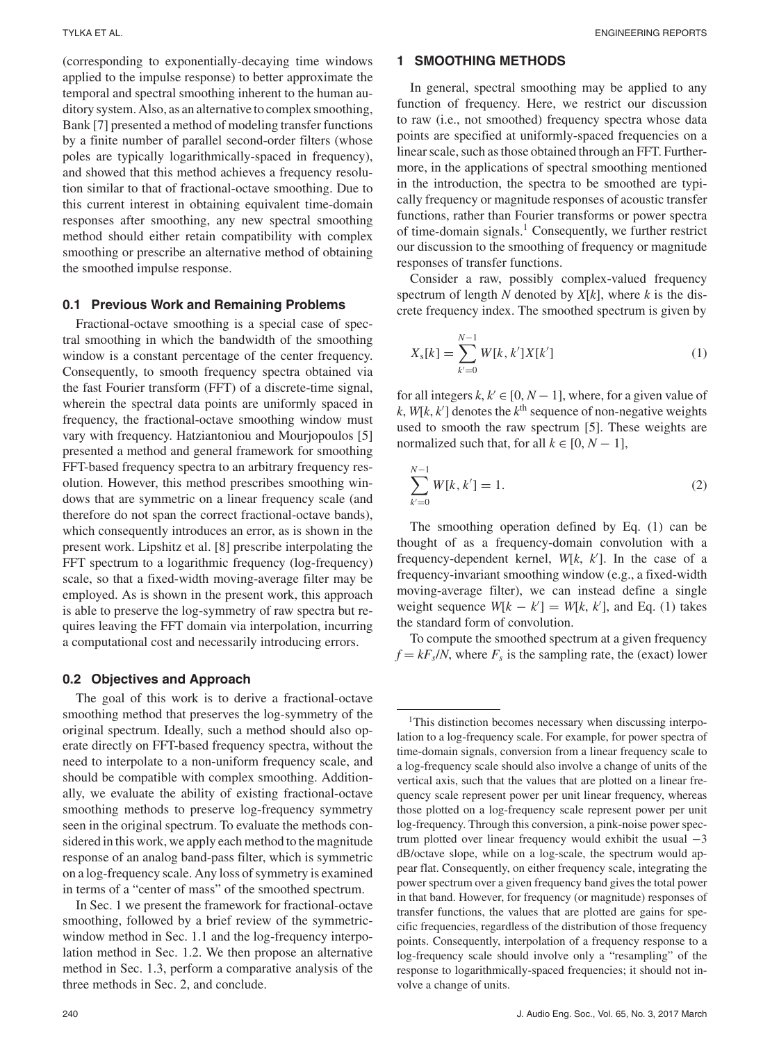(corresponding to exponentially-decaying time windows applied to the impulse response) to better approximate the temporal and spectral smoothing inherent to the human auditory system. Also, as an alternative to complex smoothing, Bank [7] presented a method of modeling transfer functions by a finite number of parallel second-order filters (whose poles are typically logarithmically-spaced in frequency), and showed that this method achieves a frequency resolution similar to that of fractional-octave smoothing. Due to this current interest in obtaining equivalent time-domain responses after smoothing, any new spectral smoothing method should either retain compatibility with complex smoothing or prescribe an alternative method of obtaining the smoothed impulse response.

### 0.1 Previous Work and Remaining Problems

Fractional-octave smoothing is a special case of spectral smoothing in which the bandwidth of the smoothing window is a constant percentage of the center frequency. Consequently, to smooth frequency spectra obtained via the fast Fourier transform (FFT) of a discrete-time signal, wherein the spectral data points are uniformly spaced in frequency, the fractional-octave smoothing window must vary with frequency. Hatziantoniou and Mourjopoulos [5] presented a method and general framework for smoothing FFT-based frequency spectra to an arbitrary frequency resolution. However, this method prescribes smoothing windows that are symmetric on a linear frequency scale (and therefore do not span the correct fractional-octave bands), which consequently introduces an error, as is shown in the present work. Lipshitz et al. [8] prescribe interpolating the FFT spectrum to a logarithmic frequency (log-frequency) scale, so that a fixed-width moving-average filter may be employed. As is shown in the present work, this approach is able to preserve the log-symmetry of raw spectra but requires leaving the FFT domain via interpolation, incurring a computational cost and necessarily introducing errors.

### 0.2 Objectives and Approach

The goal of this work is to derive a fractional-octave smoothing method that preserves the log-symmetry of the original spectrum. Ideally, such a method should also operate directly on FFT-based frequency spectra, without the need to interpolate to a non-uniform frequency scale, and should be compatible with complex smoothing. Additionally, we evaluate the ability of existing fractional-octave smoothing methods to preserve log-frequency symmetry seen in the original spectrum. To evaluate the methods considered in this work, we apply each method to the magnitude response of an analog band-pass filter, which is symmetric on a log-frequency scale. Any loss of symmetry is examined in terms of a "center of mass" of the smoothed spectrum.

In Sec. 1 we present the framework for fractional-octave smoothing, followed by a brief review of the symmetric-window method in Sec. 1.1 and the log-frequency interpolation method in Sec. 1.2. We then propose an alternative method in Sec. 1.3, perform a comparative analysis of the three methods in Sec. 2, and conclude.

## 1 SMOOTHING METHODS

In general, spectral smoothing may be applied to any function of frequency. Here, we restrict our discussion to raw (i.e., not smoothed) frequency spectra whose data points are specified at uniformly-spaced frequencies on a linear scale, such as those obtained through an FFT. Furthermore, in the applications of spectral smoothing mentioned in the introduction, the spectra to be smoothed are typically frequency or magnitude responses of acoustic transfer functions, rather than Fourier transforms or power spectra of time-domain signals.[1] Consequently, we further restrict our discussion to the smoothing of frequency or magnitude responses of transfer functions.

Consider a raw, possibly complex-valued frequency spectrum of length $N$ denoted by $X[k]$, where $k$ is the discrete frequency index. The smoothed spectrum is given by

$$X_{\mathrm{s}}[k] = \sum_{k'=0}^{N-1} W[k, k'] X[k'] \tag{1}$$

for all integers $k, k' \in [0, N-1]$, where, for a given value of $k$, $W[k, k']$ denotes the $k^{\text{th}}$ sequence of non-negative weights used to smooth the raw spectrum [5]. These weights are normalized such that, for all $k \in [0, N-1]$,

$$\sum_{k'=0}^{N-1} W[k, k'] = 1. \tag{2}$$

The smoothing operation defined by Eq. (1) can be thought of as a frequency-domain convolution with a frequency-dependent kernel, $W[k, k']$. In the case of a frequency-invariant smoothing window (e.g., a fixed-width moving-average filter), we can instead define a single weight sequence $W[k-k'] = W[k, k']$, and Eq. (1) takes the standard form of convolution.

To compute the smoothed spectrum at a given frequency $f = kF_s/N$, where $F_s$ is the sampling rate, the (exact) lower

---

[1] This distinction becomes necessary when discussing interpolation to a log-frequency scale. For example, for power spectra of time-domain signals, conversion from a linear frequency scale to a log-frequency scale should also involve a change of units of the vertical axis, such that the values that are plotted on a linear frequency scale represent power per unit linear frequency, whereas those plotted on a log-frequency scale represent power per unit log-frequency. Through this conversion, a pink-noise power spectrum plotted over linear frequency would exhibit the usual −3 dB/octave slope, while on a log-scale, the spectrum would appear flat. Consequently, on either frequency scale, integrating the power spectrum over a given frequency band gives the total power in that band. However, for frequency (or magnitude) responses of transfer functions, the values that are plotted are gains for specific frequencies, regardless of the distribution of those frequency points. Consequently, interpolation of a frequency response to a log-frequency scale should involve only a "resampling" of the response to logarithmically-spaced frequencies; it should not involve a change of units.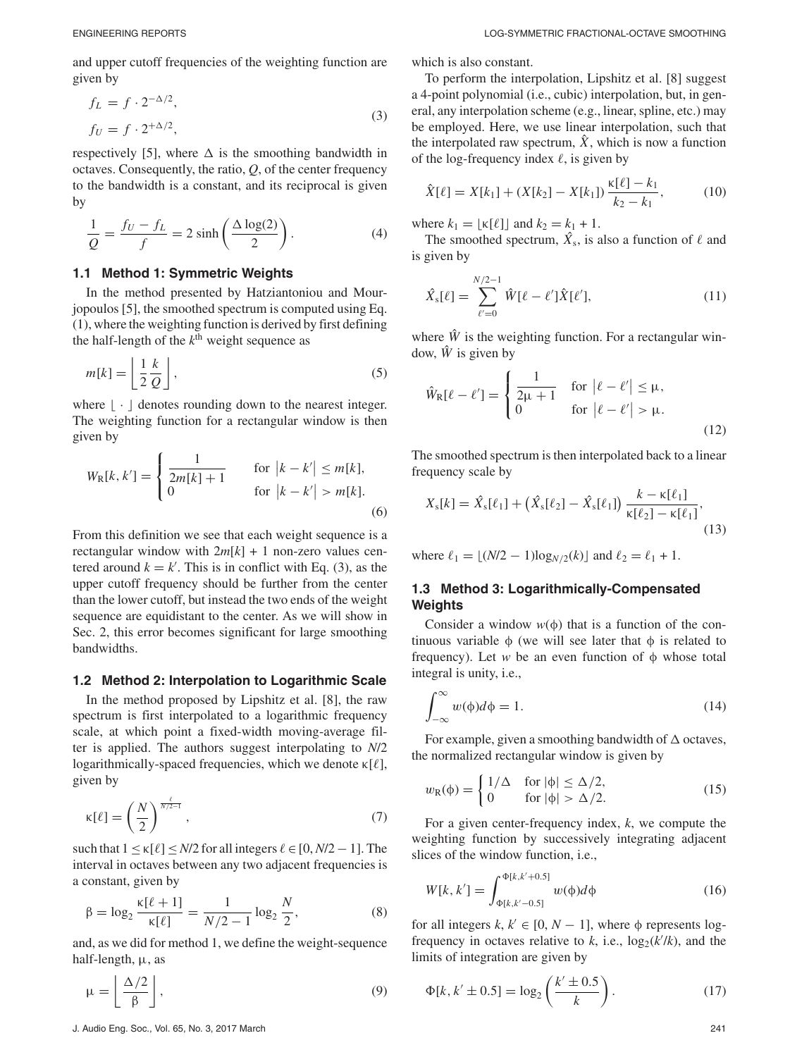and upper cutoff frequencies of the weighting function are given by

$$f_L = f \cdot 2^{-\Delta/2},$$
$$f_U = f \cdot 2^{+\Delta/2}, \tag{3}$$

respectively [5], where $\Delta$ is the smoothing bandwidth in octaves. Consequently, the ratio, $Q$, of the center frequency to the bandwidth is a constant, and its reciprocal is given by

$$\frac{1}{Q} = \frac{f_U - f_L}{f} = 2\sinh\left(\frac{\Delta \log(2)}{2}\right). \tag{4}$$

### 1.1 Method 1: Symmetric Weights

In the method presented by Hatziantoniou and Mourjopoulos [5], the smoothed spectrum is computed using Eq. (1), where the weighting function is derived by first defining the half-length of the $k^{\text{th}}$ weight sequence as

$$m[k] = \left\lfloor \frac{1}{2}\frac{k}{Q} \right\rfloor, \tag{5}$$

where $\lfloor \cdot \rfloor$ denotes rounding down to the nearest integer. The weighting function for a rectangular window is then given by

$$W_R[k, k'] = \begin{cases} \dfrac{1}{2m[k]+1} & \text{for } |k - k'| \le m[k], \\ 0 & \text{for } |k - k'| > m[k]. \end{cases} \tag{6}$$

From this definition we see that each weight sequence is a rectangular window with $2m[k] + 1$ non-zero values centered around $k = k'$. This is in conflict with Eq. (3), as the upper cutoff frequency should be further from the center than the lower cutoff, but instead the two ends of the weight sequence are equidistant to the center. As we will show in Sec. 2, this error becomes significant for large smoothing bandwidths.

### 1.2 Method 2: Interpolation to Logarithmic Scale

In the method proposed by Lipshitz et al. [8], the raw spectrum is first interpolated to a logarithmic frequency scale, at which point a fixed-width moving-average filter is applied. The authors suggest interpolating to $N/2$ logarithmically-spaced frequencies, which we denote $\kappa[\ell]$, given by

$$\kappa[\ell] = \left(\frac{N}{2}\right)^{\frac{\ell}{N/2-1}}, \tag{7}$$

such that $1 \le \kappa[\ell] \le N/2$ for all integers $\ell \in [0, N/2 - 1]$. The interval in octaves between any two adjacent frequencies is a constant, given by

$$\beta = \log_2 \frac{\kappa[\ell+1]}{\kappa[\ell]} = \frac{1}{N/2-1}\log_2\frac{N}{2}, \tag{8}$$

and, as we did for method 1, we define the weight-sequence half-length, $\mu$, as

$$\mu = \left\lfloor \frac{\Delta/2}{\beta} \right\rfloor, \tag{9}$$

which is also constant.

To perform the interpolation, Lipshitz et al. [8] suggest a 4-point polynomial (i.e., cubic) interpolation, but, in general, any interpolation scheme (e.g., linear, spline, etc.) may be employed. Here, we use linear interpolation, such that the interpolated raw spectrum, $\hat{X}$, which is now a function of the log-frequency index $\ell$, is given by

$$\hat{X}[\ell] = X[k_1] + (X[k_2] - X[k_1])\frac{\kappa[\ell] - k_1}{k_2 - k_1}, \tag{10}$$

where $k_1 = \lfloor \kappa[\ell] \rfloor$ and $k_2 = k_1 + 1$.

The smoothed spectrum, $\hat{X}_s$, is also a function of $\ell$ and is given by

$$\hat{X}_s[\ell] = \sum_{\ell'=0}^{N/2-1} \hat{W}[\ell - \ell']\hat{X}[\ell'], \tag{11}$$

where $\hat{W}$ is the weighting function. For a rectangular window, $\hat{W}$ is given by

$$\hat{W}_R[\ell - \ell'] = \begin{cases} \dfrac{1}{2\mu+1} & \text{for } |\ell - \ell'| \le \mu, \\ 0 & \text{for } |\ell - \ell'| > \mu. \end{cases} \tag{12}$$

The smoothed spectrum is then interpolated back to a linear frequency scale by

$$X_s[k] = \hat{X}_s[\ell_1] + \left(\hat{X}_s[\ell_2] - \hat{X}_s[\ell_1]\right)\frac{k - \kappa[\ell_1]}{\kappa[\ell_2] - \kappa[\ell_1]}, \tag{13}$$

where $\ell_1 = \lfloor (N/2 - 1)\log_{N/2}(k) \rfloor$ and $\ell_2 = \ell_1 + 1$.

### 1.3 Method 3: Logarithmically-Compensated Weights

Consider a window $w(\phi)$ that is a function of the continuous variable $\phi$ (we will see later that $\phi$ is related to frequency). Let $w$ be an even function of $\phi$ whose total integral is unity, i.e.,

$$\int_{-\infty}^{\infty} w(\phi)d\phi = 1. \tag{14}$$

For example, given a smoothing bandwidth of $\Delta$ octaves, the normalized rectangular window is given by

$$w_R(\phi) = \begin{cases} 1/\Delta & \text{for } |\phi| \le \Delta/2, \\ 0 & \text{for } |\phi| > \Delta/2. \end{cases} \tag{15}$$

For a given center-frequency index, $k$, we compute the weighting function by successively integrating adjacent slices of the window function, i.e.,

$$W[k, k'] = \int_{\Phi[k,k'-0.5]}^{\Phi[k,k'+0.5]} w(\phi)d\phi \tag{16}$$

for all integers $k, k' \in [0, N - 1]$, where $\phi$ represents log-frequency in octaves relative to $k$, i.e., $\log_2(k'/k)$, and the limits of integration are given by

$$\Phi[k, k' \pm 0.5] = \log_2\left(\frac{k' \pm 0.5}{k}\right). \tag{17}$$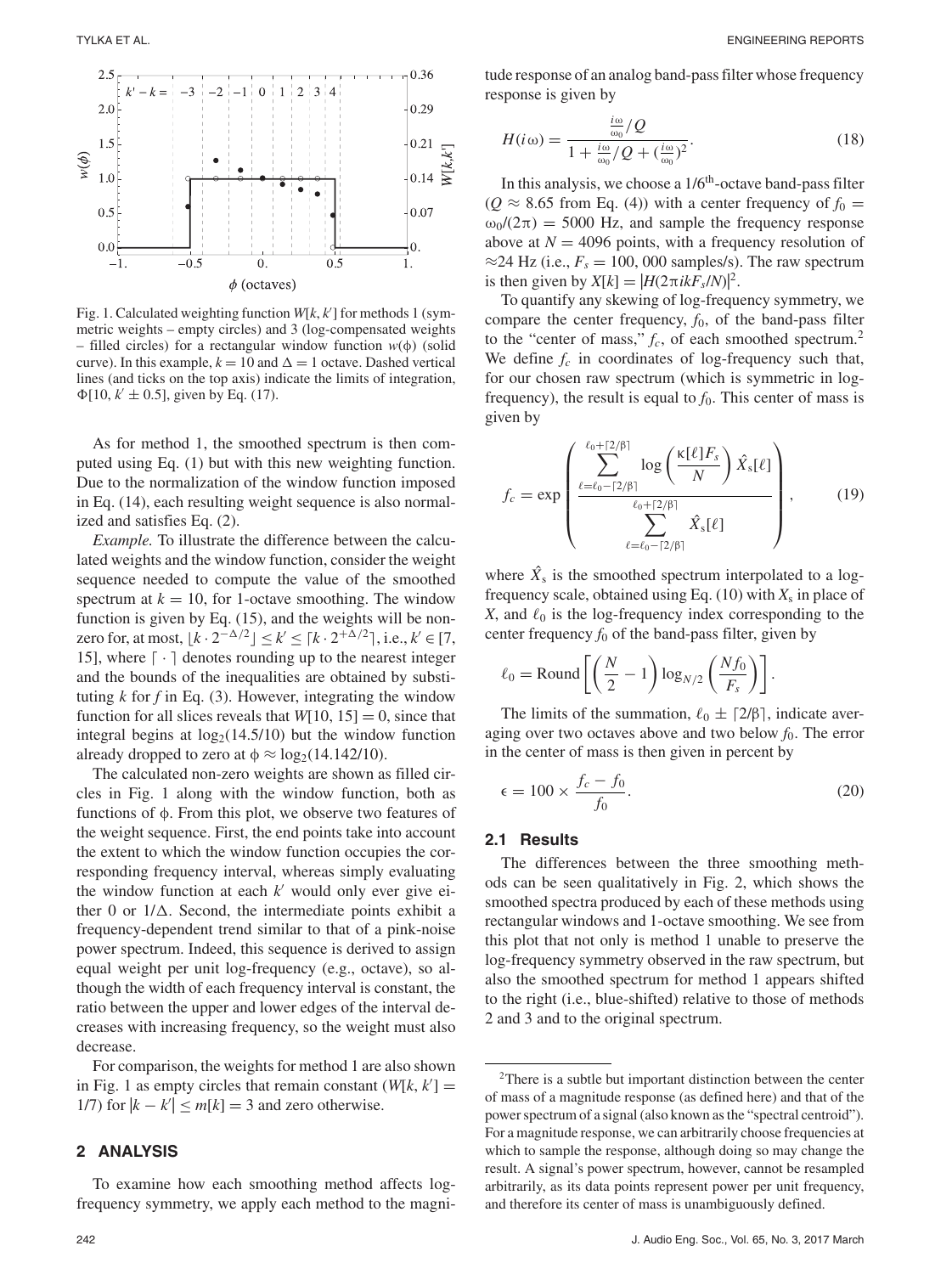Fig. 1. Calculated weighting function $W[k, k']$ for methods 1 (symmetric weights – empty circles) and 3 (log-compensated weights – filled circles) for a rectangular window function $w(\phi)$ (solid curve). In this example, $k = 10$ and $\Delta = 1$ octave. Dashed vertical lines (and ticks on the top axis) indicate the limits of integration, $\Phi[10, k' \pm 0.5]$, given by Eq. (17).

As for method 1, the smoothed spectrum is then computed using Eq. (1) but with this new weighting function. Due to the normalization of the window function imposed in Eq. (14), each resulting weight sequence is also normalized and satisfies Eq. (2).

*Example.* To illustrate the difference between the calculated weights and the window function, consider the weight sequence needed to compute the value of the smoothed spectrum at $k = 10$, for 1-octave smoothing. The window function is given by Eq. (15), and the weights will be nonzero for, at most, $\lfloor k \cdot 2^{-\Delta/2} \rfloor \leq k' \leq \lceil k \cdot 2^{+\Delta/2} \rceil$, i.e., $k' \in [7, 15]$, where $\lceil \cdot \rceil$ denotes rounding up to the nearest integer and the bounds of the inequalities are obtained by substituting $k$ for $f$ in Eq. (3). However, integrating the window function for all slices reveals that $W[10, 15] = 0$, since that integral begins at $\log_2(14.5/10)$ but the window function already dropped to zero at $\phi \approx \log_2(14.142/10)$.

The calculated non-zero weights are shown as filled circles in Fig. 1 along with the window function, both as functions of $\phi$. From this plot, we observe two features of the weight sequence. First, the end points take into account the extent to which the window function occupies the corresponding frequency interval, whereas simply evaluating the window function at each $k'$ would only ever give either 0 or $1/\Delta$. Second, the intermediate points exhibit a frequency-dependent trend similar to that of a pink-noise power spectrum. Indeed, this sequence is derived to assign equal weight per unit log-frequency (e.g., octave), so although the width of each frequency interval is constant, the ratio between the upper and lower edges of the interval decreases with increasing frequency, so the weight must also decrease.

For comparison, the weights for method 1 are also shown in Fig. 1 as empty circles that remain constant ($W[k, k'] = 1/7$) for $|k - k'| \leq m[k] = 3$ and zero otherwise.

## 2 ANALYSIS

To examine how each smoothing method affects log-frequency symmetry, we apply each method to the magnitude response of an analog band-pass filter whose frequency response is given by

$$H(i\omega) = \frac{\frac{i\omega}{\omega_0}/Q}{1 + \frac{i\omega}{\omega_0}/Q + (\frac{i\omega}{\omega_0})^2}. \tag{18}$$

In this analysis, we choose a 1/6$^{\text{th}}$-octave band-pass filter ($Q \approx 8.65$ from Eq. (4)) with a center frequency of $f_0 = \omega_0/(2\pi) = 5000$ Hz, and sample the frequency response above at $N = 4096$ points, with a frequency resolution of $\approx$24 Hz (i.e., $F_s = 100,000$ samples/s). The raw spectrum is then given by $X[k] = |H(2\pi ikF_s/N)|^2$.

To quantify any skewing of log-frequency symmetry, we compare the center frequency, $f_0$, of the band-pass filter to the "center of mass," $f_c$, of each smoothed spectrum.[2] We define $f_c$ in coordinates of log-frequency such that, for our chosen raw spectrum (which is symmetric in log-frequency), the result is equal to $f_0$. This center of mass is given by

$$f_c = \exp\left( \frac{\displaystyle\sum_{\ell=\ell_0-\lceil 2/\beta \rceil}^{\ell_0+\lceil 2/\beta \rceil} \log\left(\frac{\kappa[\ell]F_s}{N}\right)\hat{X}_s[\ell]}{\displaystyle\sum_{\ell=\ell_0-\lceil 2/\beta \rceil}^{\ell_0+\lceil 2/\beta \rceil} \hat{X}_s[\ell]} \right), \tag{19}$$

where $\hat{X}_s$ is the smoothed spectrum interpolated to a log-frequency scale, obtained using Eq. (10) with $X_s$ in place of $X$, and $\ell_0$ is the log-frequency index corresponding to the center frequency $f_0$ of the band-pass filter, given by

$$\ell_0 = \text{Round}\left[\left(\frac{N}{2} - 1\right)\log_{N/2}\left(\frac{Nf_0}{F_s}\right)\right].$$

The limits of the summation, $\ell_0 \pm \lceil 2/\beta \rceil$, indicate averaging over two octaves above and two below $f_0$. The error in the center of mass is then given in percent by

$$\epsilon = 100 \times \frac{f_c - f_0}{f_0}. \tag{20}$$

### 2.1 Results

The differences between the three smoothing methods can be seen qualitatively in Fig. 2, which shows the smoothed spectra produced by each of these methods using rectangular windows and 1-octave smoothing. We see from this plot that not only is method 1 unable to preserve the log-frequency symmetry observed in the raw spectrum, but also the smoothed spectrum for method 1 appears shifted to the right (i.e., blue-shifted) relative to those of methods 2 and 3 and to the original spectrum.

[2] There is a subtle but important distinction between the center of mass of a magnitude response (as defined here) and that of the power spectrum of a signal (also known as the "spectral centroid"). For a magnitude response, we can arbitrarily choose frequencies at which to sample the response, although doing so may change the result. A signal's power spectrum, however, cannot be resampled arbitrarily, as its data points represent power per unit frequency, and therefore its center of mass is unambiguously defined.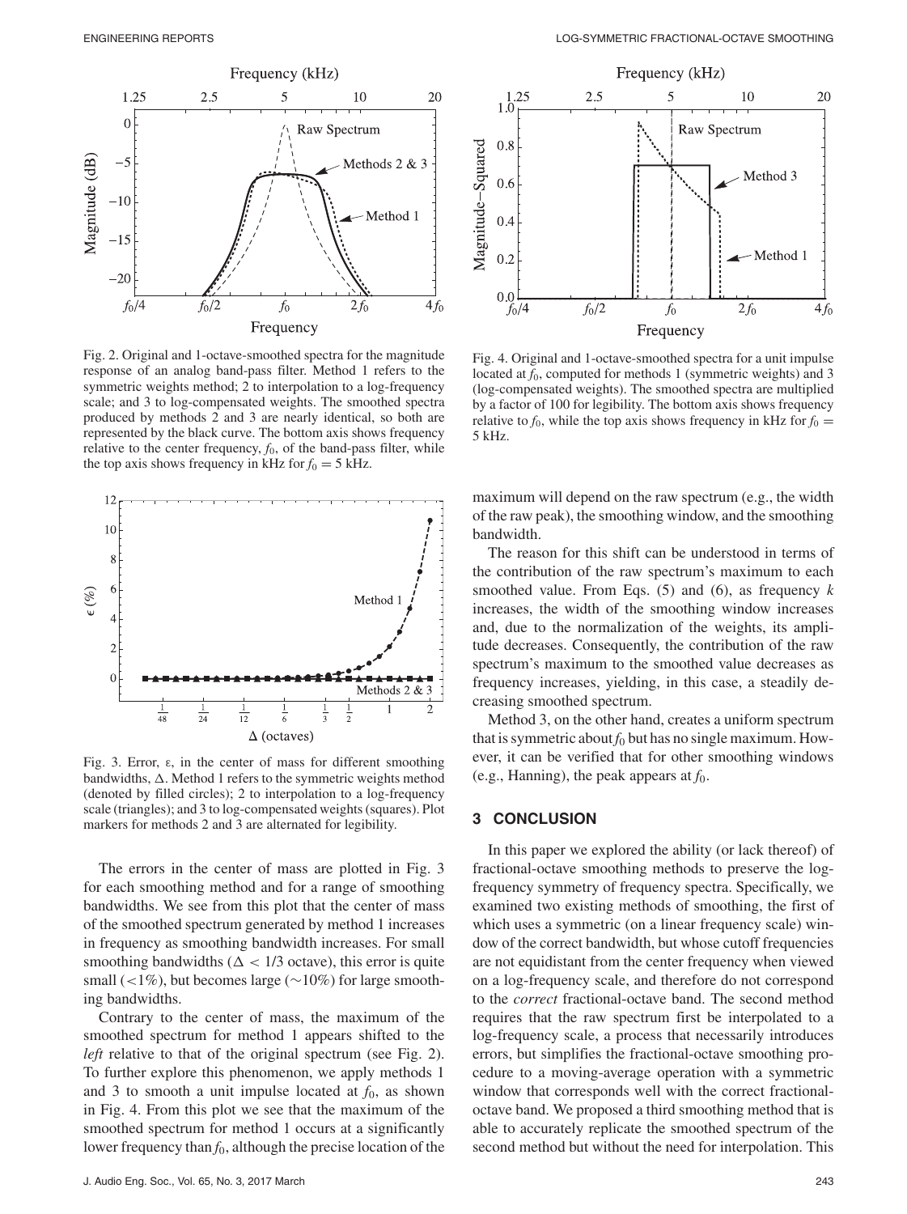Fig. 2. Original and 1-octave-smoothed spectra for the magnitude response of an analog band-pass filter. Method 1 refers to the symmetric weights method; 2 to interpolation to a log-frequency scale; and 3 to log-compensated weights. The smoothed spectra produced by methods 2 and 3 are nearly identical, so both are represented by the black curve. The bottom axis shows frequency relative to the center frequency, $f_0$, of the band-pass filter, while the top axis shows frequency in kHz for $f_0 = 5$ kHz.

Fig. 3. Error, ε, in the center of mass for different smoothing bandwidths, Δ. Method 1 refers to the symmetric weights method (denoted by filled circles); 2 to interpolation to a log-frequency scale (triangles); and 3 to log-compensated weights (squares). Plot markers for methods 2 and 3 are alternated for legibility.

The errors in the center of mass are plotted in Fig. 3 for each smoothing method and for a range of smoothing bandwidths. We see from this plot that the center of mass of the smoothed spectrum generated by method 1 increases in frequency as smoothing bandwidth increases. For small smoothing bandwidths ($\Delta < 1/3$ octave), this error is quite small ($<1\%$), but becomes large ($\sim 10\%$) for large smoothing bandwidths.

Contrary to the center of mass, the maximum of the smoothed spectrum for method 1 appears shifted to the *left* relative to that of the original spectrum (see Fig. 2). To further explore this phenomenon, we apply methods 1 and 3 to smooth a unit impulse located at $f_0$, as shown in Fig. 4. From this plot we see that the maximum of the smoothed spectrum for method 1 occurs at a significantly lower frequency than $f_0$, although the precise location of the maximum will depend on the raw spectrum (e.g., the width of the raw peak), the smoothing window, and the smoothing bandwidth.

Fig. 4. Original and 1-octave-smoothed spectra for a unit impulse located at $f_0$, computed for methods 1 (symmetric weights) and 3 (log-compensated weights). The smoothed spectra are multiplied by a factor of 100 for legibility. The bottom axis shows frequency relative to $f_0$, while the top axis shows frequency in kHz for $f_0 = 5$ kHz.

The reason for this shift can be understood in terms of the contribution of the raw spectrum's maximum to each smoothed value. From Eqs. (5) and (6), as frequency $k$ increases, the width of the smoothing window increases and, due to the normalization of the weights, its amplitude decreases. Consequently, the contribution of the raw spectrum's maximum to the smoothed value decreases as frequency increases, yielding, in this case, a steadily decreasing smoothed spectrum.

Method 3, on the other hand, creates a uniform spectrum that is symmetric about $f_0$ but has no single maximum. However, it can be verified that for other smoothing windows (e.g., Hanning), the peak appears at $f_0$.

## 3 CONCLUSION

In this paper we explored the ability (or lack thereof) of fractional-octave smoothing methods to preserve the log-frequency symmetry of frequency spectra. Specifically, we examined two existing methods of smoothing, the first of which uses a symmetric (on a linear frequency scale) window of the correct bandwidth, but whose cutoff frequencies are not equidistant from the center frequency when viewed on a log-frequency scale, and therefore do not correspond to the *correct* fractional-octave band. The second method requires that the raw spectrum first be interpolated to a log-frequency scale, a process that necessarily introduces errors, but simplifies the fractional-octave smoothing procedure to a moving-average operation with a symmetric window that corresponds well with the correct fractional-octave band. We proposed a third smoothing method that is able to accurately replicate the smoothed spectrum of the second method but without the need for interpolation. This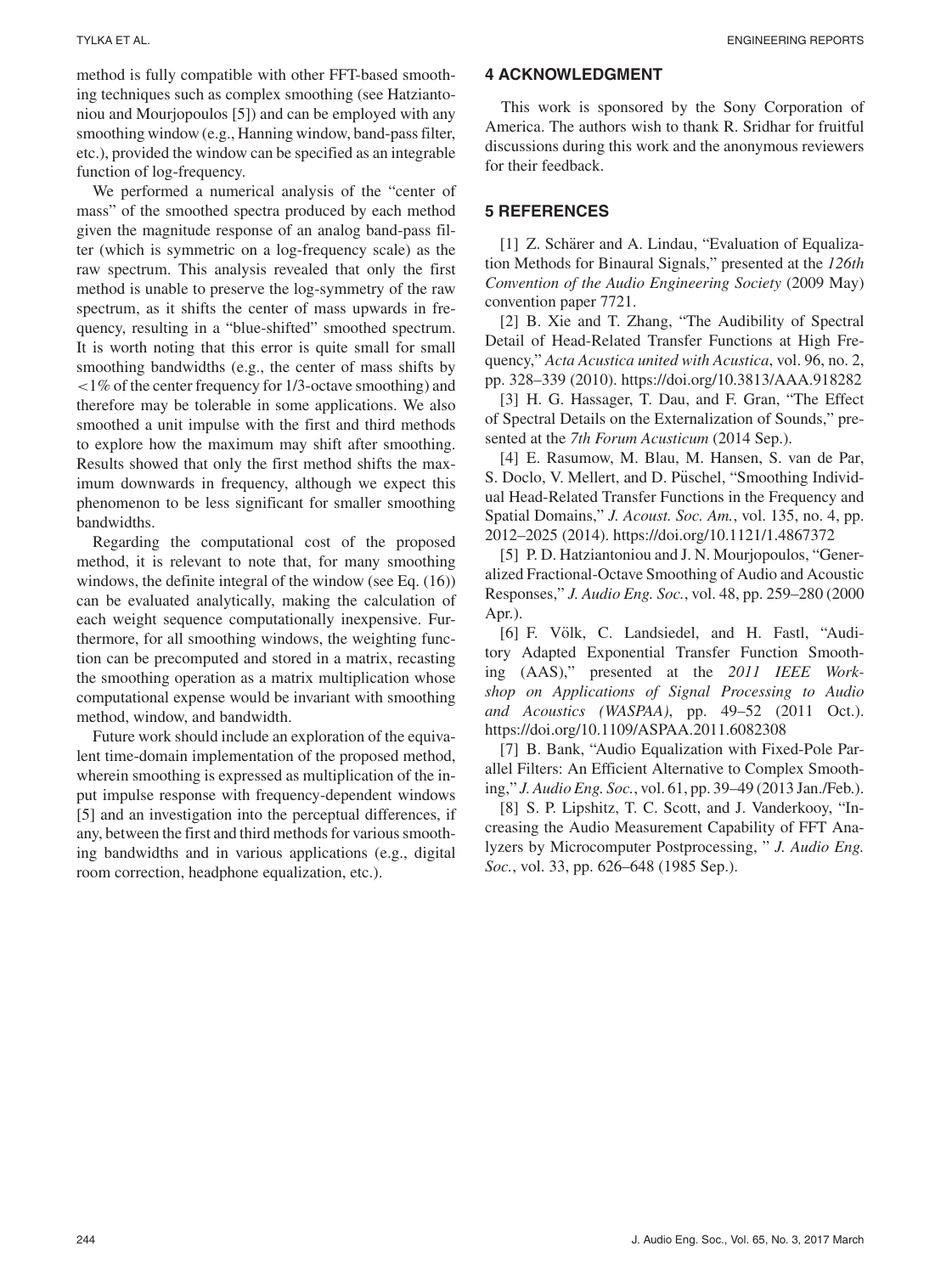method is fully compatible with other FFT-based smoothing techniques such as complex smoothing (see Hatziantoniou and Mourjopoulos [5]) and can be employed with any smoothing window (e.g., Hanning window, band-pass filter, etc.), provided the window can be specified as an integrable function of log-frequency.

We performed a numerical analysis of the "center of mass" of the smoothed spectra produced by each method given the magnitude response of an analog band-pass filter (which is symmetric on a log-frequency scale) as the raw spectrum. This analysis revealed that only the first method is unable to preserve the log-symmetry of the raw spectrum, as it shifts the center of mass upwards in frequency, resulting in a "blue-shifted" smoothed spectrum. It is worth noting that this error is quite small for small smoothing bandwidths (e.g., the center of mass shifts by $<1\%$ of the center frequency for 1/3-octave smoothing) and therefore may be tolerable in some applications. We also smoothed a unit impulse with the first and third methods to explore how the maximum may shift after smoothing. Results showed that only the first method shifts the maximum downwards in frequency, although we expect this phenomenon to be less significant for smaller smoothing bandwidths.

Regarding the computational cost of the proposed method, it is relevant to note that, for many smoothing windows, the definite integral of the window (see Eq. (16)) can be evaluated analytically, making the calculation of each weight sequence computationally inexpensive. Furthermore, for all smoothing windows, the weighting function can be precomputed and stored in a matrix, recasting the smoothing operation as a matrix multiplication whose computational expense would be invariant with smoothing method, window, and bandwidth.

Future work should include an exploration of the equivalent time-domain implementation of the proposed method, wherein smoothing is expressed as multiplication of the input impulse response with frequency-dependent windows [5] and an investigation into the perceptual differences, if any, between the first and third methods for various smoothing bandwidths and in various applications (e.g., digital room correction, headphone equalization, etc.).

## 4 ACKNOWLEDGMENT

This work is sponsored by the Sony Corporation of America. The authors wish to thank R. Sridhar for fruitful discussions during this work and the anonymous reviewers for their feedback.

## 5 REFERENCES

[1] Z. Schärer and A. Lindau, "Evaluation of Equalization Methods for Binaural Signals," presented at the *126th Convention of the Audio Engineering Society* (2009 May) convention paper 7721.

[2] B. Xie and T. Zhang, "The Audibility of Spectral Detail of Head-Related Transfer Functions at High Frequency," *Acta Acustica united with Acustica*, vol. 96, no. 2, pp. 328–339 (2010). https://doi.org/10.3813/AAA.918282

[3] H. G. Hassager, T. Dau, and F. Gran, "The Effect of Spectral Details on the Externalization of Sounds," presented at the *7th Forum Acusticum* (2014 Sep.).

[4] E. Rasumow, M. Blau, M. Hansen, S. van de Par, S. Doclo, V. Mellert, and D. Püschel, "Smoothing Individual Head-Related Transfer Functions in the Frequency and Spatial Domains," *J. Acoust. Soc. Am.*, vol. 135, no. 4, pp. 2012–2025 (2014). https://doi.org/10.1121/1.4867372

[5] P. D. Hatziantoniou and J. N. Mourjopoulos, "Generalized Fractional-Octave Smoothing of Audio and Acoustic Responses," *J. Audio Eng. Soc.*, vol. 48, pp. 259–280 (2000 Apr.).

[6] F. Völk, C. Landsiedel, and H. Fastl, "Auditory Adapted Exponential Transfer Function Smoothing (AAS)," presented at the *2011 IEEE Workshop on Applications of Signal Processing to Audio and Acoustics (WASPAA)*, pp. 49–52 (2011 Oct.). https://doi.org/10.1109/ASPAA.2011.6082308

[7] B. Bank, "Audio Equalization with Fixed-Pole Parallel Filters: An Efficient Alternative to Complex Smoothing," *J. Audio Eng. Soc.*, vol. 61, pp. 39–49 (2013 Jan./Feb.).

[8] S. P. Lipshitz, T. C. Scott, and J. Vanderkooy, "Increasing the Audio Measurement Capability of FFT Analyzers by Microcomputer Postprocessing, " *J. Audio Eng. Soc.*, vol. 33, pp. 626–648 (1985 Sep.).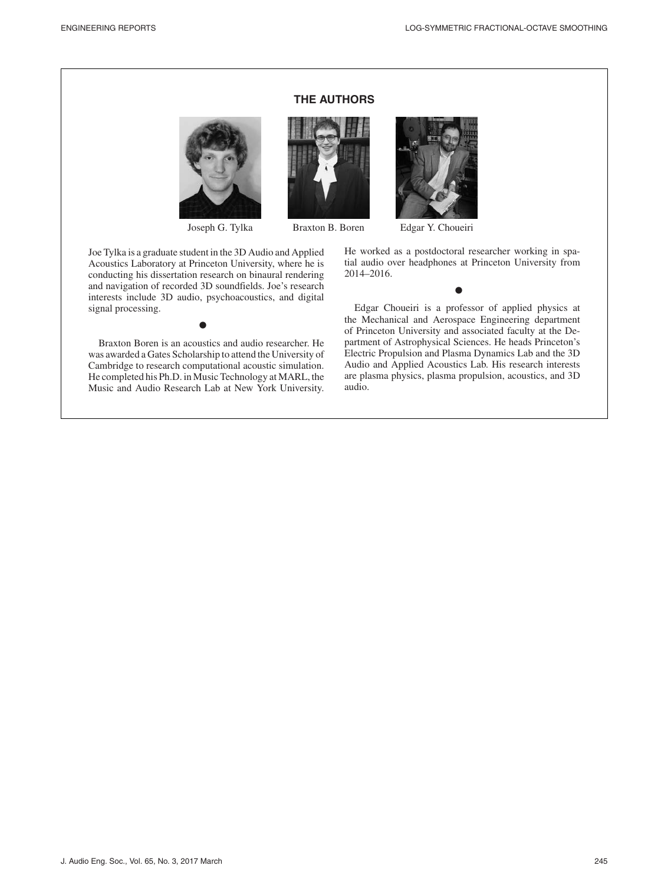## THE AUTHORS

Joseph G. Tylka

Braxton B. Boren

Edgar Y. Choueiri

Joe Tylka is a graduate student in the 3D Audio and Applied Acoustics Laboratory at Princeton University, where he is conducting his dissertation research on binaural rendering and navigation of recorded 3D soundfields. Joe's research interests include 3D audio, psychoacoustics, and digital signal processing.

●

Braxton Boren is an acoustics and audio researcher. He was awarded a Gates Scholarship to attend the University of Cambridge to research computational acoustic simulation. He completed his Ph.D. in Music Technology at MARL, the Music and Audio Research Lab at New York University. He worked as a postdoctoral researcher working in spatial audio over headphones at Princeton University from 2014–2016.

●

Edgar Choueiri is a professor of applied physics at the Mechanical and Aerospace Engineering department of Princeton University and associated faculty at the Department of Astrophysical Sciences. He heads Princeton's Electric Propulsion and Plasma Dynamics Lab and the 3D Audio and Applied Acoustics Lab. His research interests are plasma physics, plasma propulsion, acoustics, and 3D audio.